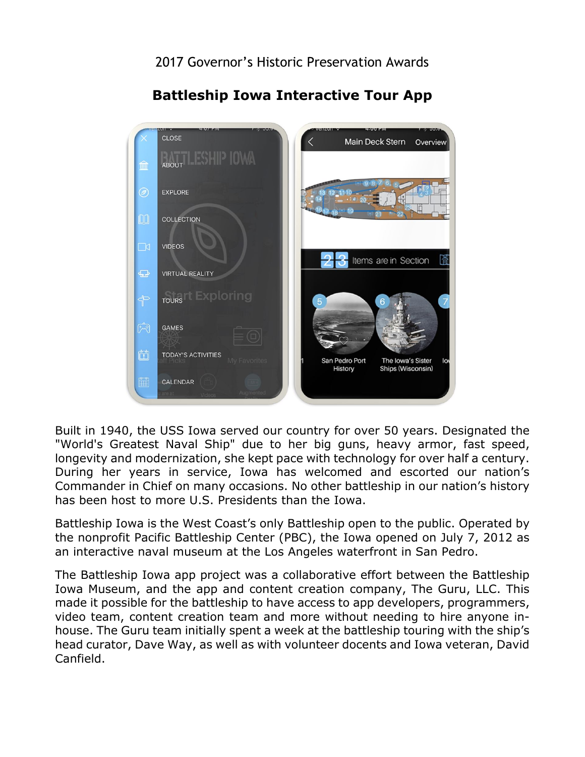2017 Governor's Historic Preservation Awards

# Battleship Iowa Interactive Tour App

Built in 1940, the USS Iowa served our country for over 50 years. Designated the "World's Greatest Naval Ship" due to her big guns, heavy armor, fast speed, longevity and modernization, she kept pace with technology for over half a century. During her years in service, Iowa has welcomed and escorted our nation's Commander in Chief on many occasions. No other battleship in our nation's history has been host to more U.S. Presidents than the Iowa.

Battleship Iowa is the West Coast's only Battleship open to the public. Operated by the nonprofit Pacific Battleship Center (PBC), the Iowa opened on July 7, 2012 as an interactive naval museum at the Los Angeles waterfront in San Pedro.

The Battleship Iowa app project was a collaborative effort between the Battleship Iowa Museum, and the app and content creation company, The Guru, LLC. This made it possible for the battleship to have access to app developers, programmers, video team, content creation team and more without needing to hire anyone in-house. The Guru team initially spent a week at the battleship touring with the ship's head curator, Dave Way, as well as with volunteer docents and Iowa veteran, David Canfield.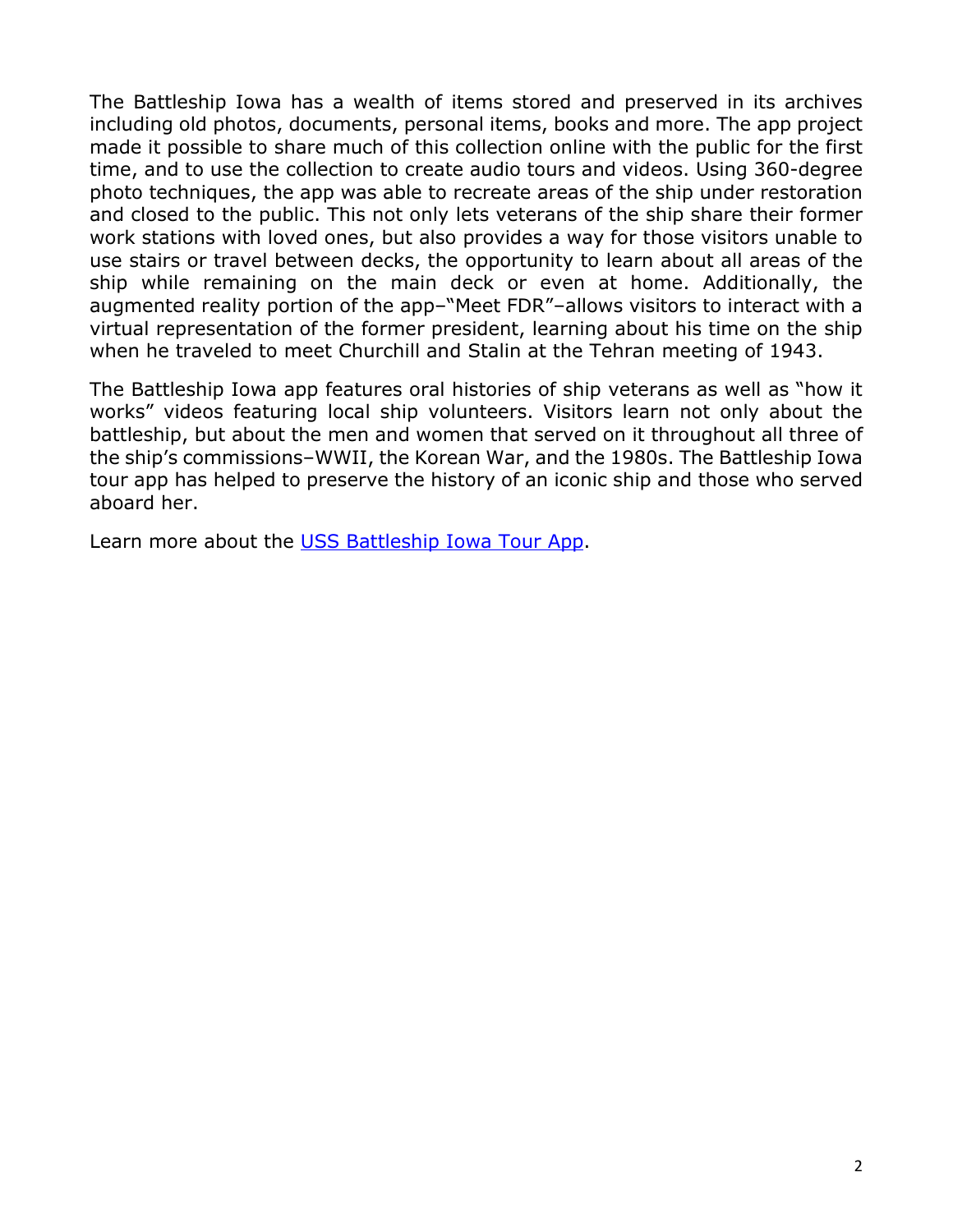The Battleship Iowa has a wealth of items stored and preserved in its archives including old photos, documents, personal items, books and more. The app project made it possible to share much of this collection online with the public for the first time, and to use the collection to create audio tours and videos. Using 360-degree photo techniques, the app was able to recreate areas of the ship under restoration and closed to the public. This not only lets veterans of the ship share their former work stations with loved ones, but also provides a way for those visitors unable to use stairs or travel between decks, the opportunity to learn about all areas of the ship while remaining on the main deck or even at home. Additionally, the augmented reality portion of the app–"Meet FDR"–allows visitors to interact with a virtual representation of the former president, learning about his time on the ship when he traveled to meet Churchill and Stalin at the Tehran meeting of 1943.

The Battleship Iowa app features oral histories of ship veterans as well as "how it works" videos featuring local ship volunteers. Visitors learn not only about the battleship, but about the men and women that served on it throughout all three of the ship's commissions–WWII, the Korean War, and the 1980s. The Battleship Iowa tour app has helped to preserve the history of an iconic ship and those who served aboard her.

Learn more about the USS Battleship Iowa Tour App.